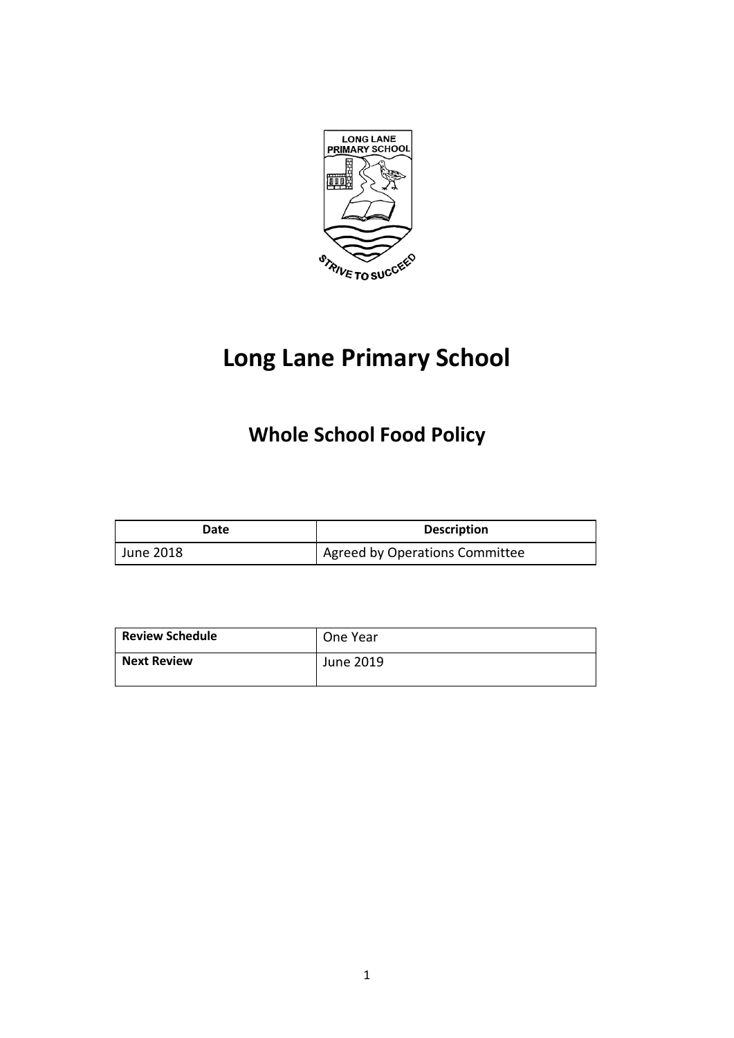# Long Lane Primary School

## Whole School Food Policy

| Date | Description |
| --- | --- |
| June 2018 | Agreed by Operations Committee |

| Review Schedule | One Year |
| --- | --- |
| Next Review | June 2019 |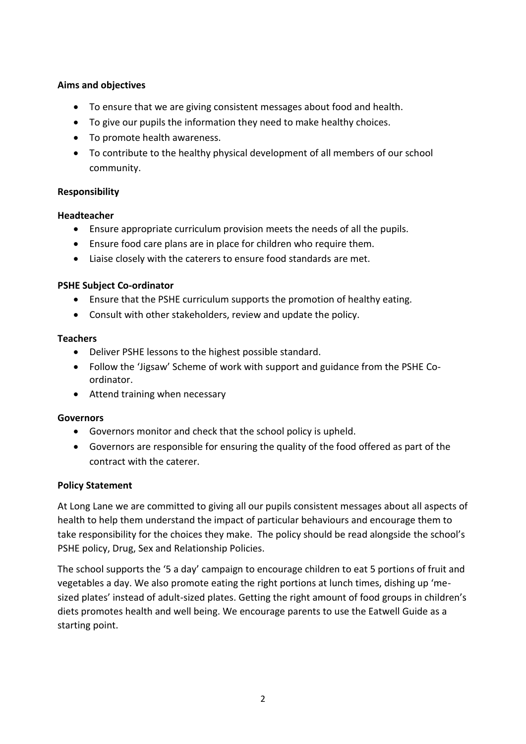**Aims and objectives**

- To ensure that we are giving consistent messages about food and health.
- To give our pupils the information they need to make healthy choices.
- To promote health awareness.
- To contribute to the healthy physical development of all members of our school community.

**Responsibility**

**Headteacher**

- Ensure appropriate curriculum provision meets the needs of all the pupils.
- Ensure food care plans are in place for children who require them.
- Liaise closely with the caterers to ensure food standards are met.

**PSHE Subject Co-ordinator**

- Ensure that the PSHE curriculum supports the promotion of healthy eating.
- Consult with other stakeholders, review and update the policy.

**Teachers**

- Deliver PSHE lessons to the highest possible standard.
- Follow the 'Jigsaw' Scheme of work with support and guidance from the PSHE Co-ordinator.
- Attend training when necessary

**Governors**

- Governors monitor and check that the school policy is upheld.
- Governors are responsible for ensuring the quality of the food offered as part of the contract with the caterer.

**Policy Statement**

At Long Lane we are committed to giving all our pupils consistent messages about all aspects of health to help them understand the impact of particular behaviours and encourage them to take responsibility for the choices they make. The policy should be read alongside the school's PSHE policy, Drug, Sex and Relationship Policies.

The school supports the '5 a day' campaign to encourage children to eat 5 portions of fruit and vegetables a day. We also promote eating the right portions at lunch times, dishing up 'me-sized plates' instead of adult-sized plates. Getting the right amount of food groups in children's diets promotes health and well being. We encourage parents to use the Eatwell Guide as a starting point.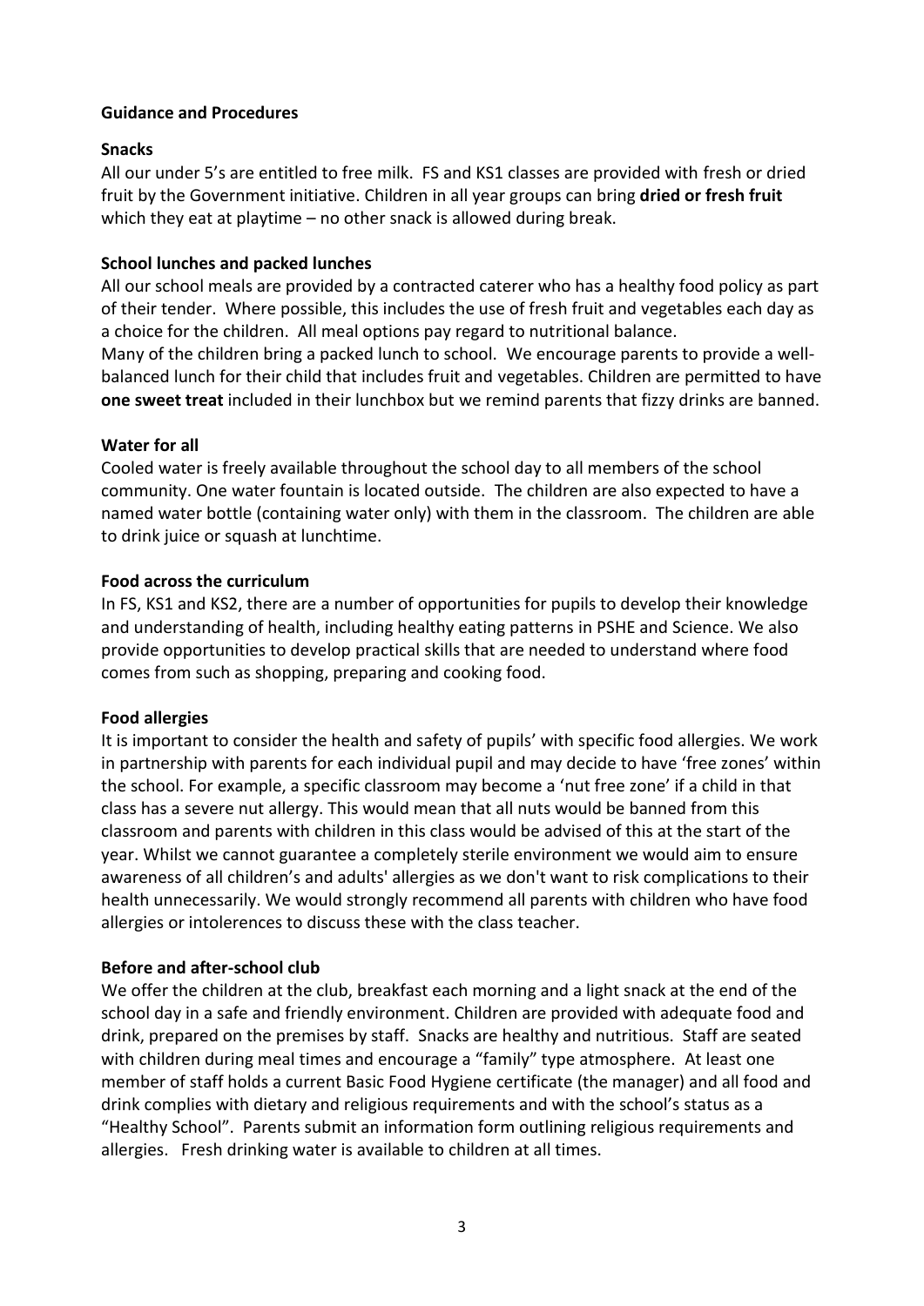## Guidance and Procedures

### Snacks

All our under 5's are entitled to free milk. FS and KS1 classes are provided with fresh or dried fruit by the Government initiative. Children in all year groups can bring **dried or fresh fruit** which they eat at playtime – no other snack is allowed during break.

### School lunches and packed lunches

All our school meals are provided by a contracted caterer who has a healthy food policy as part of their tender. Where possible, this includes the use of fresh fruit and vegetables each day as a choice for the children. All meal options pay regard to nutritional balance.

Many of the children bring a packed lunch to school. We encourage parents to provide a well-balanced lunch for their child that includes fruit and vegetables. Children are permitted to have **one sweet treat** included in their lunchbox but we remind parents that fizzy drinks are banned.

### Water for all

Cooled water is freely available throughout the school day to all members of the school community. One water fountain is located outside. The children are also expected to have a named water bottle (containing water only) with them in the classroom. The children are able to drink juice or squash at lunchtime.

### Food across the curriculum

In FS, KS1 and KS2, there are a number of opportunities for pupils to develop their knowledge and understanding of health, including healthy eating patterns in PSHE and Science. We also provide opportunities to develop practical skills that are needed to understand where food comes from such as shopping, preparing and cooking food.

### Food allergies

It is important to consider the health and safety of pupils' with specific food allergies. We work in partnership with parents for each individual pupil and may decide to have 'free zones' within the school. For example, a specific classroom may become a 'nut free zone' if a child in that class has a severe nut allergy. This would mean that all nuts would be banned from this classroom and parents with children in this class would be advised of this at the start of the year. Whilst we cannot guarantee a completely sterile environment we would aim to ensure awareness of all children's and adults' allergies as we don't want to risk complications to their health unnecessarily. We would strongly recommend all parents with children who have food allergies or intolerences to discuss these with the class teacher.

### Before and after-school club

We offer the children at the club, breakfast each morning and a light snack at the end of the school day in a safe and friendly environment. Children are provided with adequate food and drink, prepared on the premises by staff. Snacks are healthy and nutritious. Staff are seated with children during meal times and encourage a "family" type atmosphere. At least one member of staff holds a current Basic Food Hygiene certificate (the manager) and all food and drink complies with dietary and religious requirements and with the school's status as a "Healthy School". Parents submit an information form outlining religious requirements and allergies. Fresh drinking water is available to children at all times.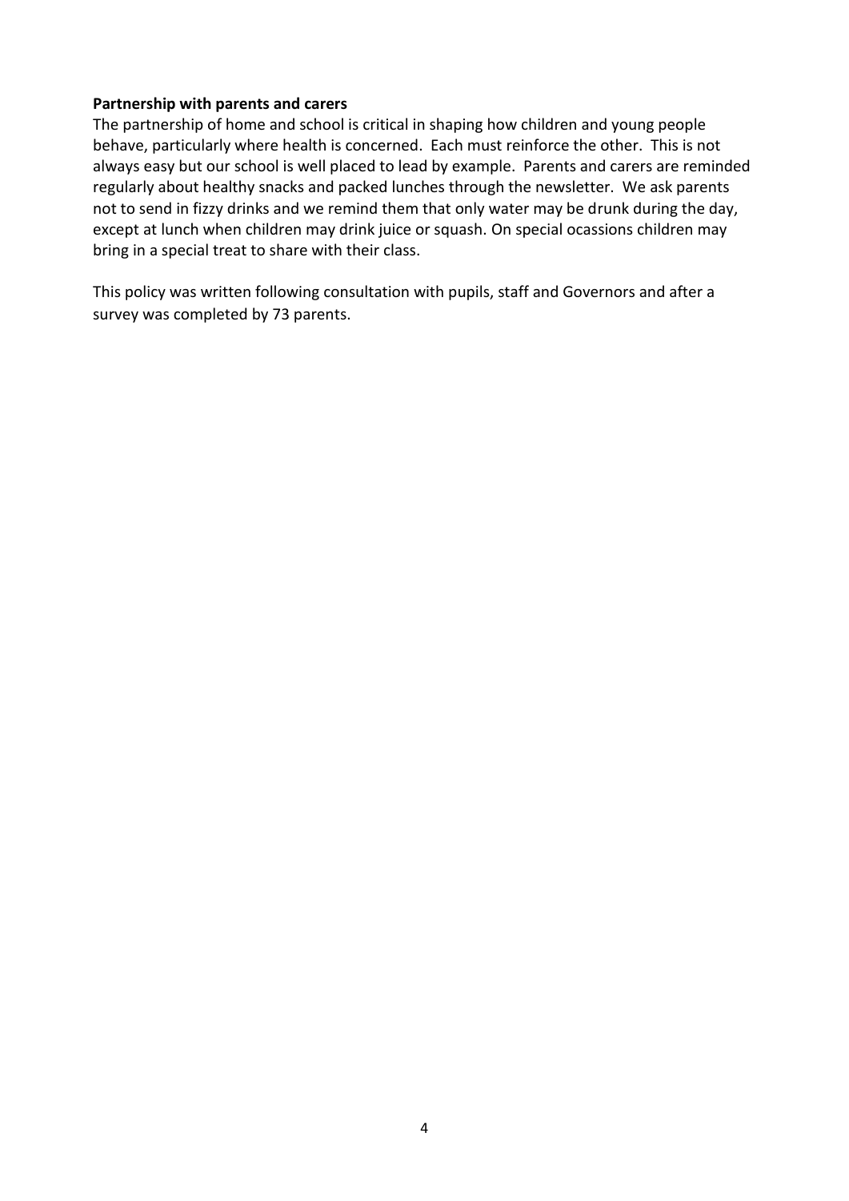**Partnership with parents and carers**

The partnership of home and school is critical in shaping how children and young people behave, particularly where health is concerned. Each must reinforce the other. This is not always easy but our school is well placed to lead by example. Parents and carers are reminded regularly about healthy snacks and packed lunches through the newsletter. We ask parents not to send in fizzy drinks and we remind them that only water may be drunk during the day, except at lunch when children may drink juice or squash. On special ocassions children may bring in a special treat to share with their class.

This policy was written following consultation with pupils, staff and Governors and after a survey was completed by 73 parents.